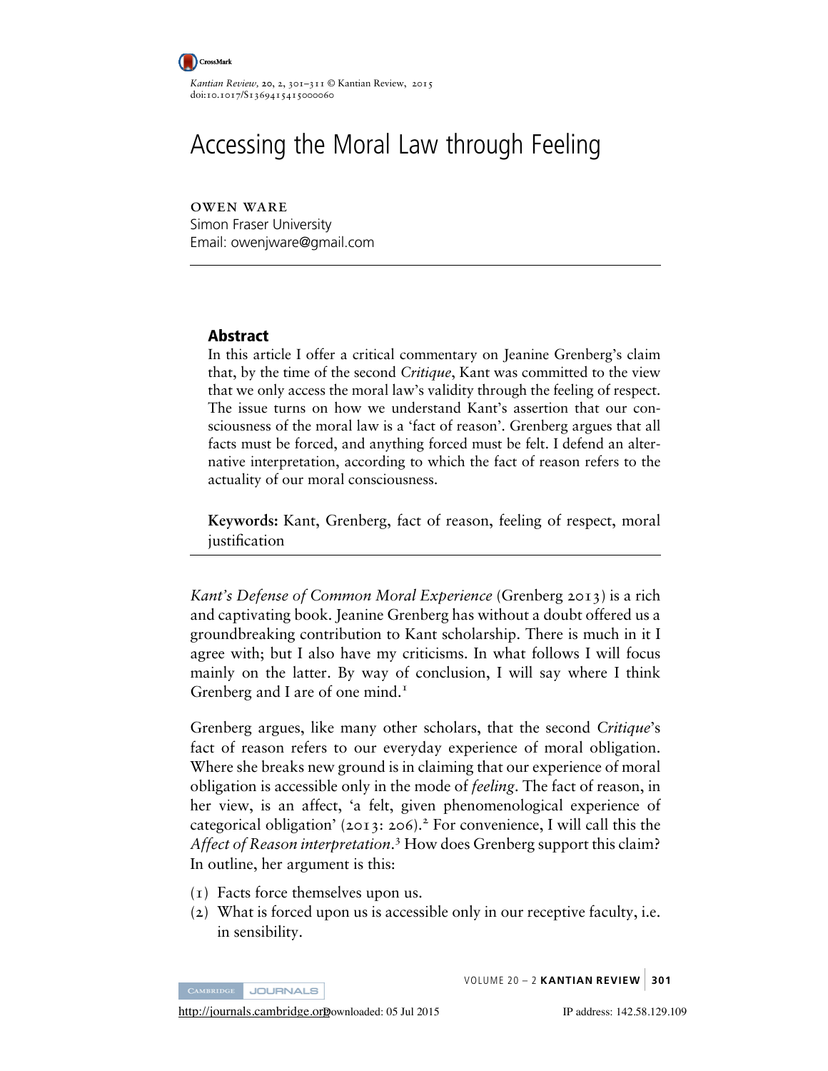*Kantian Review*, 20, 2, 301–311 © Kantian Review, 2015
doi:10.1017/S1369415415000060

# Accessing the Moral Law through Feeling

OWEN WARE
Simon Fraser University
Email: owenjware@gmail.com

## Abstract

In this article I offer a critical commentary on Jeanine Grenberg's claim that, by the time of the second *Critique*, Kant was committed to the view that we only access the moral law's validity through the feeling of respect. The issue turns on how we understand Kant's assertion that our consciousness of the moral law is a 'fact of reason'. Grenberg argues that all facts must be forced, and anything forced must be felt. I defend an alternative interpretation, according to which the fact of reason refers to the actuality of our moral consciousness.

**Keywords:** Kant, Grenberg, fact of reason, feeling of respect, moral justification

*Kant's Defense of Common Moral Experience* (Grenberg 2013) is a rich and captivating book. Jeanine Grenberg has without a doubt offered us a groundbreaking contribution to Kant scholarship. There is much in it I agree with; but I also have my criticisms. In what follows I will focus mainly on the latter. By way of conclusion, I will say where I think Grenberg and I are of one mind.[1]

Grenberg argues, like many other scholars, that the second *Critique*'s fact of reason refers to our everyday experience of moral obligation. Where she breaks new ground is in claiming that our experience of moral obligation is accessible only in the mode of *feeling*. The fact of reason, in her view, is an affect, 'a felt, given phenomenological experience of categorical obligation' (2013: 206).[2] For convenience, I will call this the *Affect of Reason interpretation*.[3] How does Grenberg support this claim? In outline, her argument is this:

(1) Facts force themselves upon us.
(2) What is forced upon us is accessible only in our receptive faculty, i.e. in sensibility.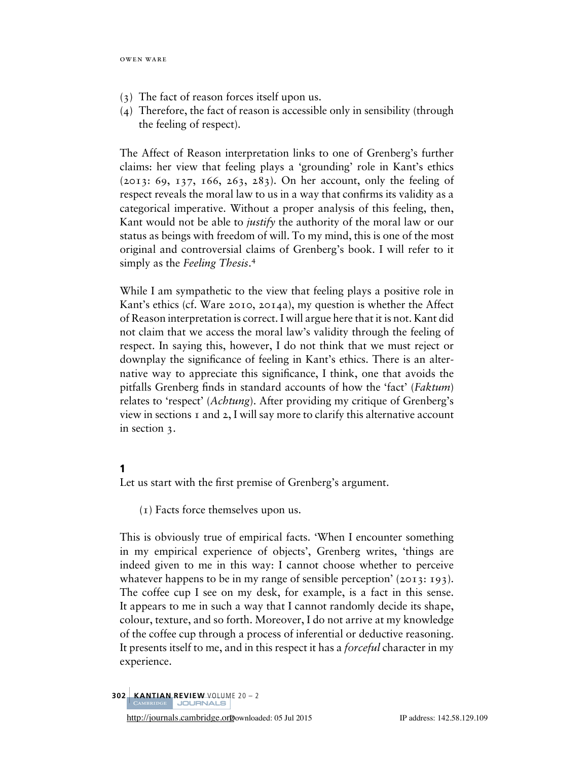(3) The fact of reason forces itself upon us.
(4) Therefore, the fact of reason is accessible only in sensibility (through the feeling of respect).

The Affect of Reason interpretation links to one of Grenberg's further claims: her view that feeling plays a 'grounding' role in Kant's ethics (2013: 69, 137, 166, 263, 283). On her account, only the feeling of respect reveals the moral law to us in a way that confirms its validity as a categorical imperative. Without a proper analysis of this feeling, then, Kant would not be able to *justify* the authority of the moral law or our status as beings with freedom of will. To my mind, this is one of the most original and controversial claims of Grenberg's book. I will refer to it simply as the *Feeling Thesis*.[4]

While I am sympathetic to the view that feeling plays a positive role in Kant's ethics (cf. Ware 2010, 2014a), my question is whether the Affect of Reason interpretation is correct. I will argue here that it is not. Kant did not claim that we access the moral law's validity through the feeling of respect. In saying this, however, I do not think that we must reject or downplay the significance of feeling in Kant's ethics. There is an alternative way to appreciate this significance, I think, one that avoids the pitfalls Grenberg finds in standard accounts of how the 'fact' (*Faktum*) relates to 'respect' (*Achtung*). After providing my critique of Grenberg's view in sections 1 and 2, I will say more to clarify this alternative account in section 3.

## 1

Let us start with the first premise of Grenberg's argument.

(1) Facts force themselves upon us.

This is obviously true of empirical facts. 'When I encounter something in my empirical experience of objects', Grenberg writes, 'things are indeed given to me in this way: I cannot choose whether to perceive whatever happens to be in my range of sensible perception' (2013: 193). The coffee cup I see on my desk, for example, is a fact in this sense. It appears to me in such a way that I cannot randomly decide its shape, colour, texture, and so forth. Moreover, I do not arrive at my knowledge of the coffee cup through a process of inferential or deductive reasoning. It presents itself to me, and in this respect it has a *forceful* character in my experience.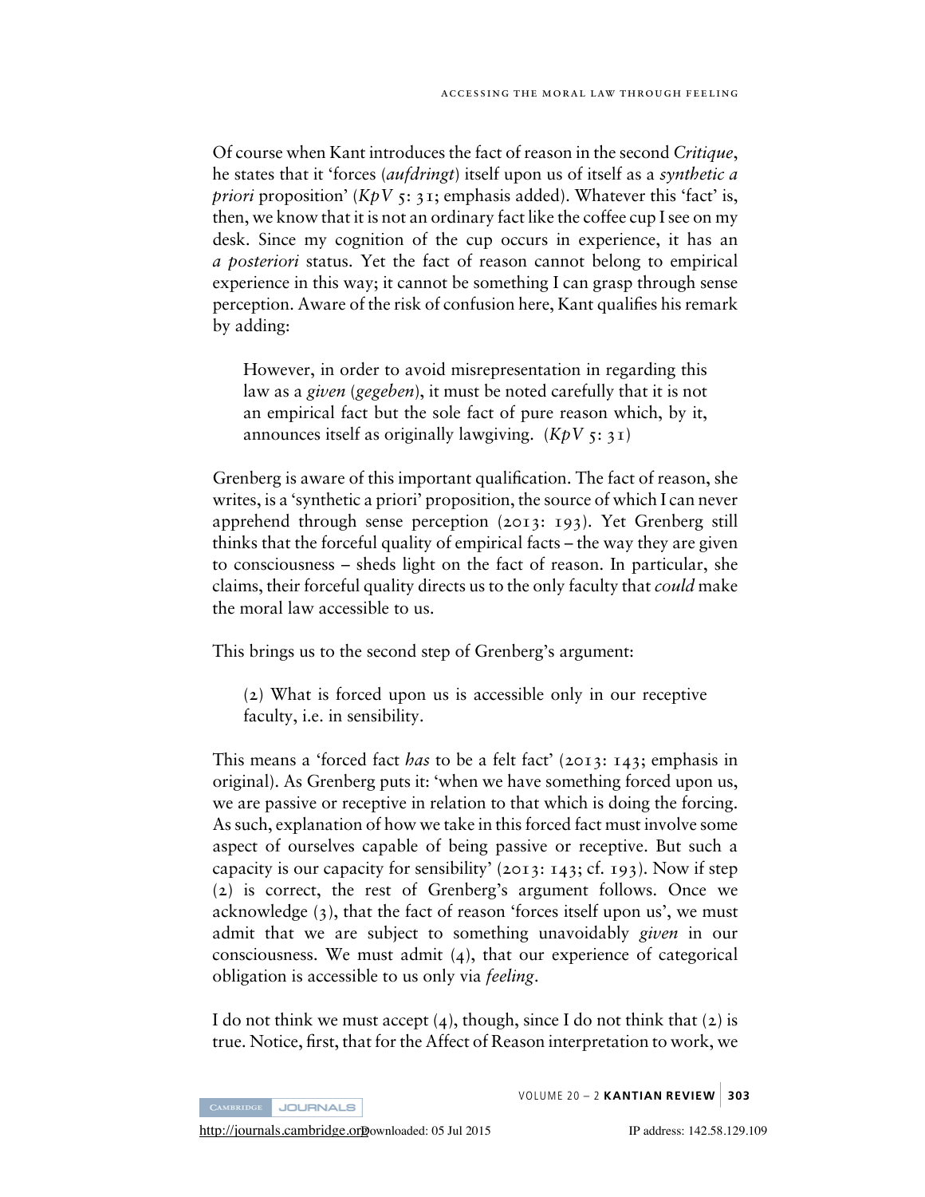Of course when Kant introduces the fact of reason in the second *Critique*, he states that it 'forces (*aufdringt*) itself upon us of itself as a *synthetic a priori* proposition' (*KpV* 5: 31; emphasis added). Whatever this 'fact' is, then, we know that it is not an ordinary fact like the coffee cup I see on my desk. Since my cognition of the cup occurs in experience, it has an *a posteriori* status. Yet the fact of reason cannot belong to empirical experience in this way; it cannot be something I can grasp through sense perception. Aware of the risk of confusion here, Kant qualifies his remark by adding:

> However, in order to avoid misrepresentation in regarding this law as a *given* (*gegeben*), it must be noted carefully that it is not an empirical fact but the sole fact of pure reason which, by it, announces itself as originally lawgiving. (*KpV* 5: 31)

Grenberg is aware of this important qualification. The fact of reason, she writes, is a 'synthetic a priori' proposition, the source of which I can never apprehend through sense perception (2013: 193). Yet Grenberg still thinks that the forceful quality of empirical facts – the way they are given to consciousness – sheds light on the fact of reason. In particular, she claims, their forceful quality directs us to the only faculty that *could* make the moral law accessible to us.

This brings us to the second step of Grenberg's argument:

> (2) What is forced upon us is accessible only in our receptive faculty, i.e. in sensibility.

This means a 'forced fact *has* to be a felt fact' (2013: 143; emphasis in original). As Grenberg puts it: 'when we have something forced upon us, we are passive or receptive in relation to that which is doing the forcing. As such, explanation of how we take in this forced fact must involve some aspect of ourselves capable of being passive or receptive. But such a capacity is our capacity for sensibility' (2013: 143; cf. 193). Now if step (2) is correct, the rest of Grenberg's argument follows. Once we acknowledge (3), that the fact of reason 'forces itself upon us', we must admit that we are subject to something unavoidably *given* in our consciousness. We must admit (4), that our experience of categorical obligation is accessible to us only via *feeling*.

I do not think we must accept (4), though, since I do not think that (2) is true. Notice, first, that for the Affect of Reason interpretation to work, we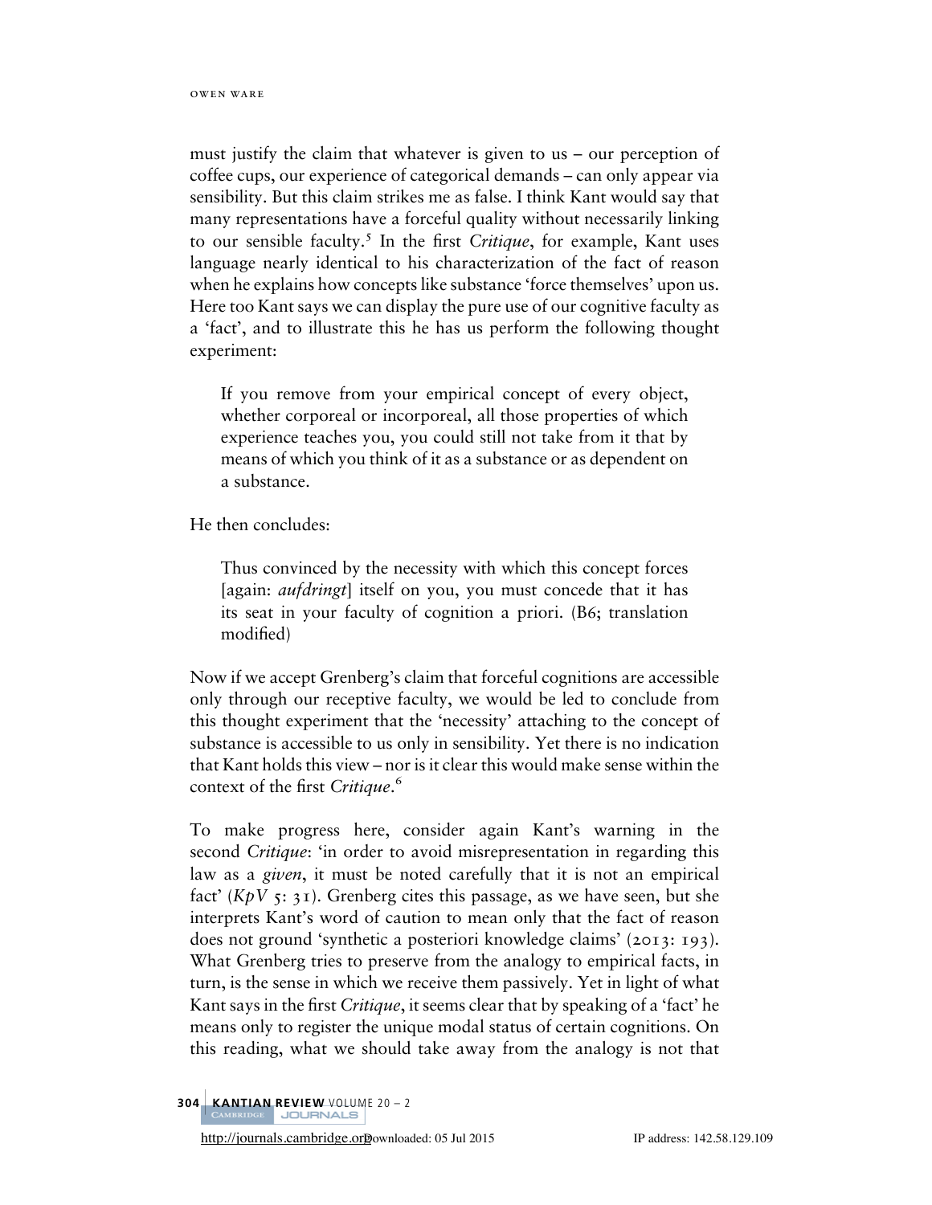must justify the claim that whatever is given to us – our perception of coffee cups, our experience of categorical demands – can only appear via sensibility. But this claim strikes me as false. I think Kant would say that many representations have a forceful quality without necessarily linking to our sensible faculty.[5] In the first *Critique*, for example, Kant uses language nearly identical to his characterization of the fact of reason when he explains how concepts like substance 'force themselves' upon us. Here too Kant says we can display the pure use of our cognitive faculty as a 'fact', and to illustrate this he has us perform the following thought experiment:

> If you remove from your empirical concept of every object, whether corporeal or incorporeal, all those properties of which experience teaches you, you could still not take from it that by means of which you think of it as a substance or as dependent on a substance.

He then concludes:

> Thus convinced by the necessity with which this concept forces [again: *aufdringt*] itself on you, you must concede that it has its seat in your faculty of cognition a priori. (B6; translation modified)

Now if we accept Grenberg's claim that forceful cognitions are accessible only through our receptive faculty, we would be led to conclude from this thought experiment that the 'necessity' attaching to the concept of substance is accessible to us only in sensibility. Yet there is no indication that Kant holds this view – nor is it clear this would make sense within the context of the first *Critique*.[6]

To make progress here, consider again Kant's warning in the second *Critique*: 'in order to avoid misrepresentation in regarding this law as a *given*, it must be noted carefully that it is not an empirical fact' (*KpV* 5: 31). Grenberg cites this passage, as we have seen, but she interprets Kant's word of caution to mean only that the fact of reason does not ground 'synthetic a posteriori knowledge claims' (2013: 193). What Grenberg tries to preserve from the analogy to empirical facts, in turn, is the sense in which we receive them passively. Yet in light of what Kant says in the first *Critique*, it seems clear that by speaking of a 'fact' he means only to register the unique modal status of certain cognitions. On this reading, what we should take away from the analogy is not that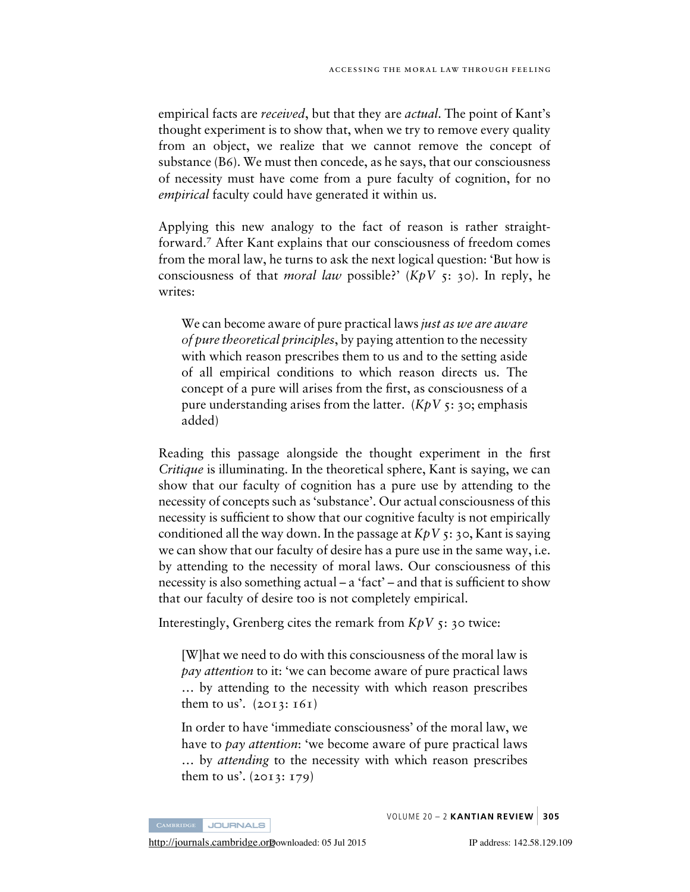empirical facts are *received*, but that they are *actual*. The point of Kant's thought experiment is to show that, when we try to remove every quality from an object, we realize that we cannot remove the concept of substance (B6). We must then concede, as he says, that our consciousness of necessity must have come from a pure faculty of cognition, for no *empirical* faculty could have generated it within us.

Applying this new analogy to the fact of reason is rather straightforward.[7] After Kant explains that our consciousness of freedom comes from the moral law, he turns to ask the next logical question: 'But how is consciousness of that *moral law* possible?' (*KpV* 5: 30). In reply, he writes:

> We can become aware of pure practical laws *just as we are aware of pure theoretical principles*, by paying attention to the necessity with which reason prescribes them to us and to the setting aside of all empirical conditions to which reason directs us. The concept of a pure will arises from the first, as consciousness of a pure understanding arises from the latter. (*KpV* 5: 30; emphasis added)

Reading this passage alongside the thought experiment in the first *Critique* is illuminating. In the theoretical sphere, Kant is saying, we can show that our faculty of cognition has a pure use by attending to the necessity of concepts such as 'substance'. Our actual consciousness of this necessity is sufficient to show that our cognitive faculty is not empirically conditioned all the way down. In the passage at *KpV* 5: 30, Kant is saying we can show that our faculty of desire has a pure use in the same way, i.e. by attending to the necessity of moral laws. Our consciousness of this necessity is also something actual – a 'fact' – and that is sufficient to show that our faculty of desire too is not completely empirical.

Interestingly, Grenberg cites the remark from *KpV* 5: 30 twice:

> [W]hat we need to do with this consciousness of the moral law is *pay attention* to it: 'we can become aware of pure practical laws … by attending to the necessity with which reason prescribes them to us'. (2013: 161)

> In order to have 'immediate consciousness' of the moral law, we have to *pay attention*: 'we become aware of pure practical laws … by *attending* to the necessity with which reason prescribes them to us'. (2013: 179)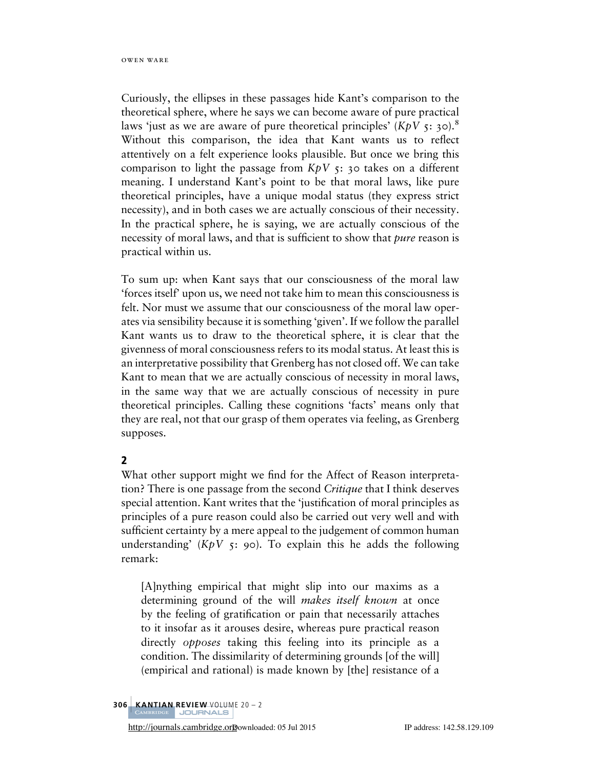Curiously, the ellipses in these passages hide Kant's comparison to the theoretical sphere, where he says we can become aware of pure practical laws 'just as we are aware of pure theoretical principles' (*KpV* 5: 30).[8] Without this comparison, the idea that Kant wants us to reflect attentively on a felt experience looks plausible. But once we bring this comparison to light the passage from *KpV* 5: 30 takes on a different meaning. I understand Kant's point to be that moral laws, like pure theoretical principles, have a unique modal status (they express strict necessity), and in both cases we are actually conscious of their necessity. In the practical sphere, he is saying, we are actually conscious of the necessity of moral laws, and that is sufficient to show that *pure* reason is practical within us.

To sum up: when Kant says that our consciousness of the moral law 'forces itself' upon us, we need not take him to mean this consciousness is felt. Nor must we assume that our consciousness of the moral law operates via sensibility because it is something 'given'. If we follow the parallel Kant wants us to draw to the theoretical sphere, it is clear that the givenness of moral consciousness refers to its modal status. At least this is an interpretative possibility that Grenberg has not closed off. We can take Kant to mean that we are actually conscious of necessity in moral laws, in the same way that we are actually conscious of necessity in pure theoretical principles. Calling these cognitions 'facts' means only that they are real, not that our grasp of them operates via feeling, as Grenberg supposes.

## 2

What other support might we find for the Affect of Reason interpretation? There is one passage from the second *Critique* that I think deserves special attention. Kant writes that the 'justification of moral principles as principles of a pure reason could also be carried out very well and with sufficient certainty by a mere appeal to the judgement of common human understanding' (*KpV* 5: 90). To explain this he adds the following remark:

> [A]nything empirical that might slip into our maxims as a determining ground of the will *makes itself known* at once by the feeling of gratification or pain that necessarily attaches to it insofar as it arouses desire, whereas pure practical reason directly *opposes* taking this feeling into its principle as a condition. The dissimilarity of determining grounds [of the will] (empirical and rational) is made known by [the] resistance of a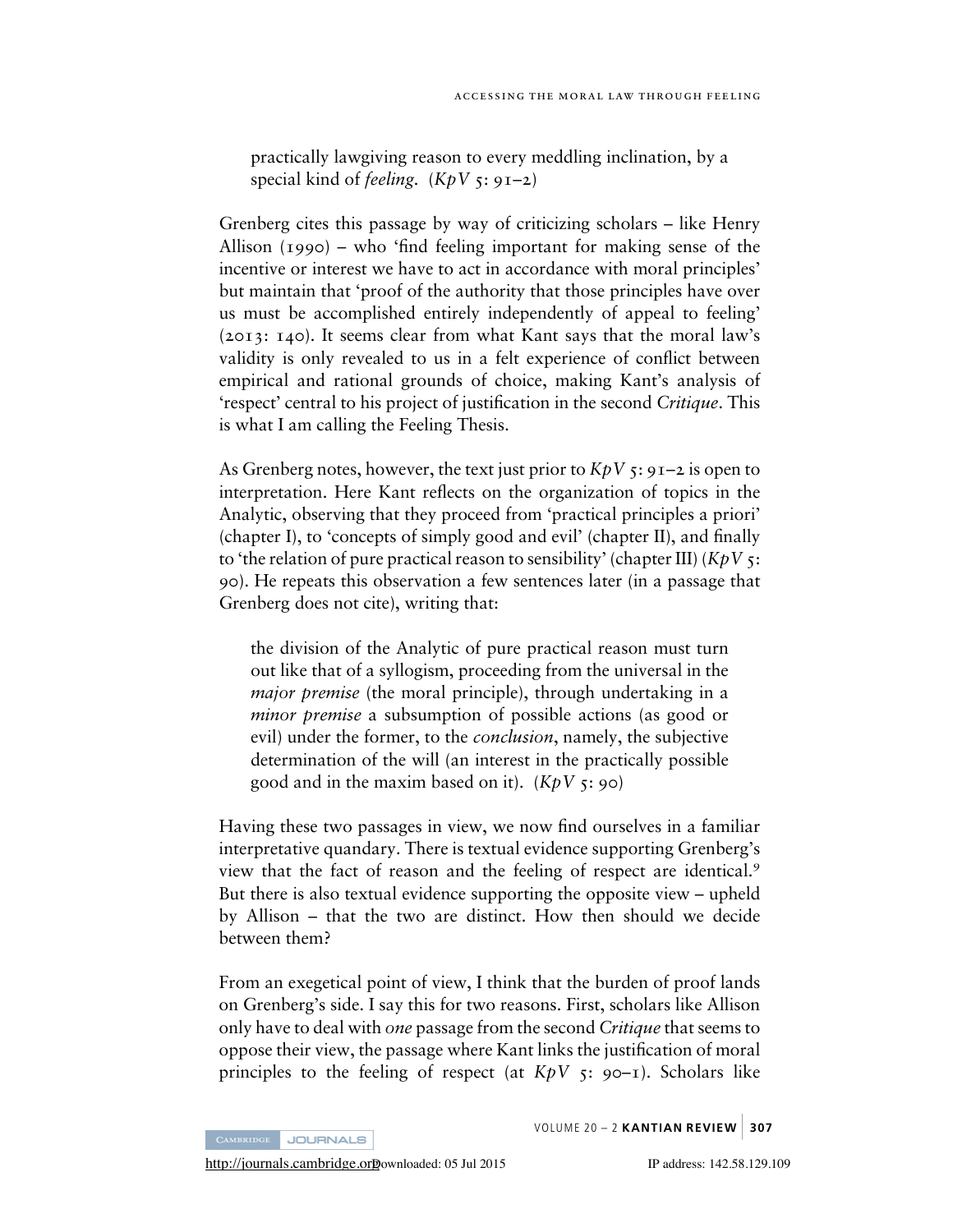> practically lawgiving reason to every meddling inclination, by a special kind of *feeling*. (*KpV* 5: 91–2)

Grenberg cites this passage by way of criticizing scholars – like Henry Allison (1990) – who 'find feeling important for making sense of the incentive or interest we have to act in accordance with moral principles' but maintain that 'proof of the authority that those principles have over us must be accomplished entirely independently of appeal to feeling' (2013: 140). It seems clear from what Kant says that the moral law's validity is only revealed to us in a felt experience of conflict between empirical and rational grounds of choice, making Kant's analysis of 'respect' central to his project of justification in the second *Critique*. This is what I am calling the Feeling Thesis.

As Grenberg notes, however, the text just prior to *KpV* 5: 91–2 is open to interpretation. Here Kant reflects on the organization of topics in the Analytic, observing that they proceed from 'practical principles a priori' (chapter I), to 'concepts of simply good and evil' (chapter II), and finally to 'the relation of pure practical reason to sensibility' (chapter III) (*KpV* 5: 90). He repeats this observation a few sentences later (in a passage that Grenberg does not cite), writing that:

> the division of the Analytic of pure practical reason must turn out like that of a syllogism, proceeding from the universal in the *major premise* (the moral principle), through undertaking in a *minor premise* a subsumption of possible actions (as good or evil) under the former, to the *conclusion*, namely, the subjective determination of the will (an interest in the practically possible good and in the maxim based on it). (*KpV* 5: 90)

Having these two passages in view, we now find ourselves in a familiar interpretative quandary. There is textual evidence supporting Grenberg's view that the fact of reason and the feeling of respect are identical.[9] But there is also textual evidence supporting the opposite view – upheld by Allison – that the two are distinct. How then should we decide between them?

From an exegetical point of view, I think that the burden of proof lands on Grenberg's side. I say this for two reasons. First, scholars like Allison only have to deal with *one* passage from the second *Critique* that seems to oppose their view, the passage where Kant links the justification of moral principles to the feeling of respect (at *KpV* 5: 90–1). Scholars like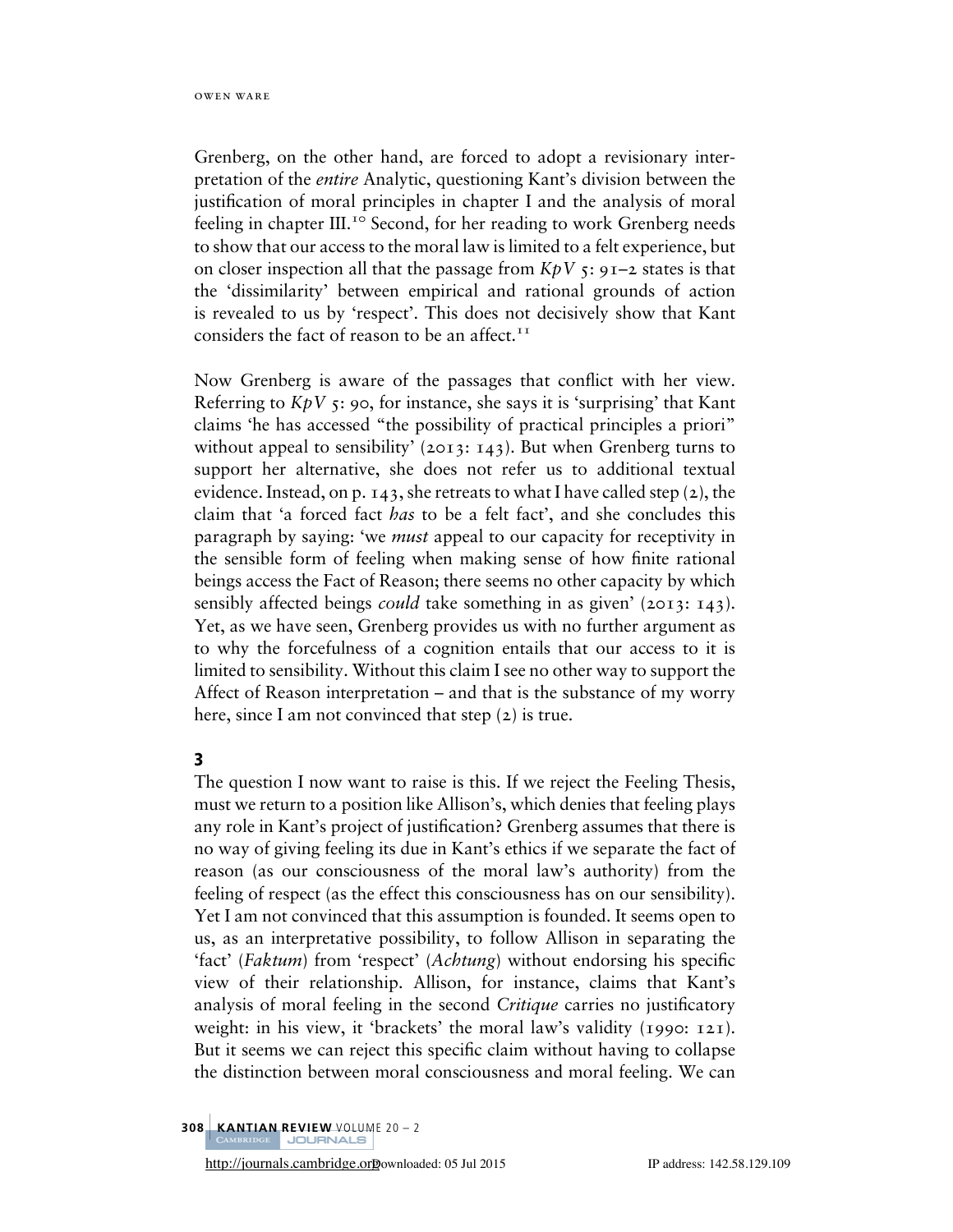Grenberg, on the other hand, are forced to adopt a revisionary interpretation of the *entire* Analytic, questioning Kant's division between the justification of moral principles in chapter I and the analysis of moral feeling in chapter III.[10] Second, for her reading to work Grenberg needs to show that our access to the moral law is limited to a felt experience, but on closer inspection all that the passage from *KpV* 5: 91–2 states is that the 'dissimilarity' between empirical and rational grounds of action is revealed to us by 'respect'. This does not decisively show that Kant considers the fact of reason to be an affect.[11]

Now Grenberg is aware of the passages that conflict with her view. Referring to *KpV* 5: 90, for instance, she says it is 'surprising' that Kant claims 'he has accessed "the possibility of practical principles a priori" without appeal to sensibility' (2013: 143). But when Grenberg turns to support her alternative, she does not refer us to additional textual evidence. Instead, on p. 143, she retreats to what I have called step (2), the claim that 'a forced fact *has* to be a felt fact', and she concludes this paragraph by saying: 'we *must* appeal to our capacity for receptivity in the sensible form of feeling when making sense of how finite rational beings access the Fact of Reason; there seems no other capacity by which sensibly affected beings *could* take something in as given' (2013: 143). Yet, as we have seen, Grenberg provides us with no further argument as to why the forcefulness of a cognition entails that our access to it is limited to sensibility. Without this claim I see no other way to support the Affect of Reason interpretation – and that is the substance of my worry here, since I am not convinced that step (2) is true.

## 3

The question I now want to raise is this. If we reject the Feeling Thesis, must we return to a position like Allison's, which denies that feeling plays any role in Kant's project of justification? Grenberg assumes that there is no way of giving feeling its due in Kant's ethics if we separate the fact of reason (as our consciousness of the moral law's authority) from the feeling of respect (as the effect this consciousness has on our sensibility). Yet I am not convinced that this assumption is founded. It seems open to us, as an interpretative possibility, to follow Allison in separating the 'fact' (*Faktum*) from 'respect' (*Achtung*) without endorsing his specific view of their relationship. Allison, for instance, claims that Kant's analysis of moral feeling in the second *Critique* carries no justificatory weight: in his view, it 'brackets' the moral law's validity (1990: 121). But it seems we can reject this specific claim without having to collapse the distinction between moral consciousness and moral feeling. We can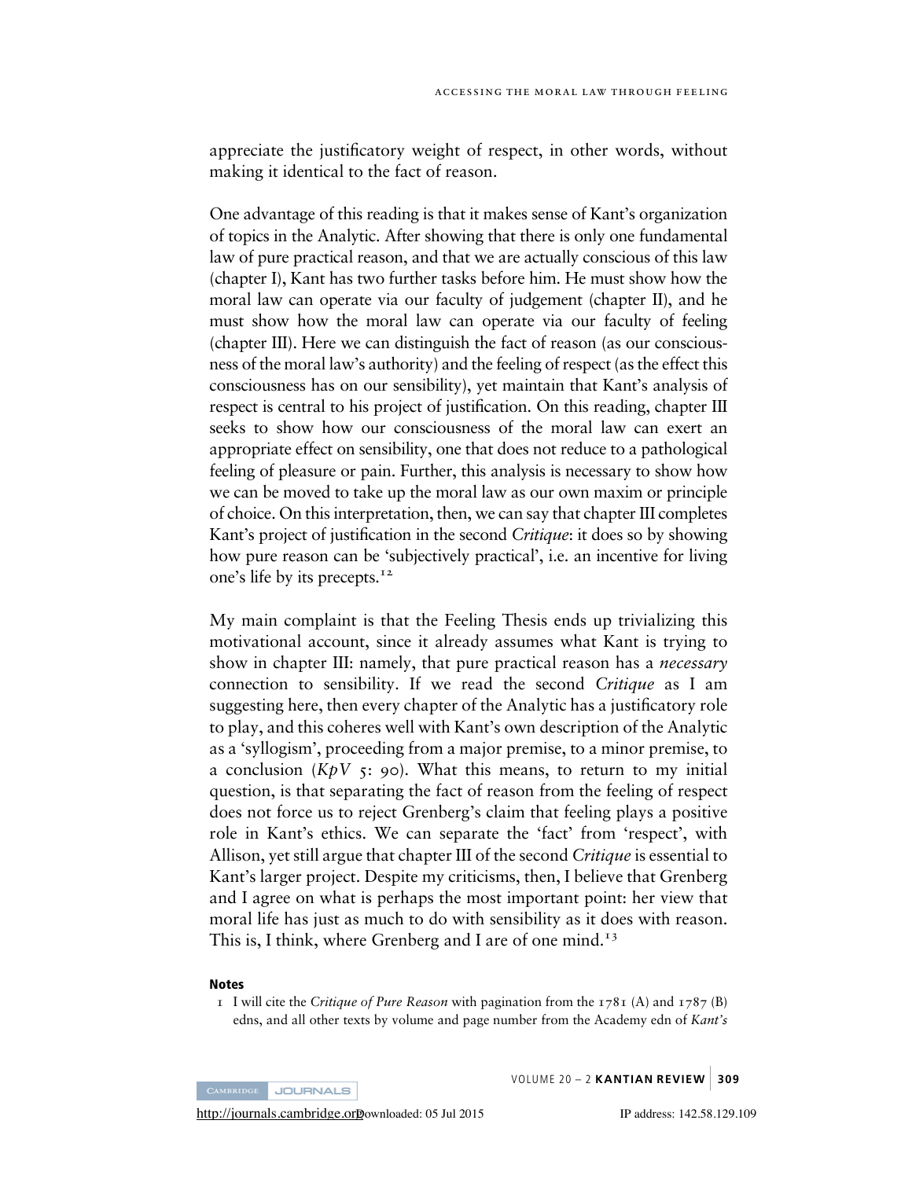appreciate the justificatory weight of respect, in other words, without making it identical to the fact of reason.

One advantage of this reading is that it makes sense of Kant's organization of topics in the Analytic. After showing that there is only one fundamental law of pure practical reason, and that we are actually conscious of this law (chapter I), Kant has two further tasks before him. He must show how the moral law can operate via our faculty of judgement (chapter II), and he must show how the moral law can operate via our faculty of feeling (chapter III). Here we can distinguish the fact of reason (as our consciousness of the moral law's authority) and the feeling of respect (as the effect this consciousness has on our sensibility), yet maintain that Kant's analysis of respect is central to his project of justification. On this reading, chapter III seeks to show how our consciousness of the moral law can exert an appropriate effect on sensibility, one that does not reduce to a pathological feeling of pleasure or pain. Further, this analysis is necessary to show how we can be moved to take up the moral law as our own maxim or principle of choice. On this interpretation, then, we can say that chapter III completes Kant's project of justification in the second *Critique*: it does so by showing how pure reason can be 'subjectively practical', i.e. an incentive for living one's life by its precepts.[12]

My main complaint is that the Feeling Thesis ends up trivializing this motivational account, since it already assumes what Kant is trying to show in chapter III: namely, that pure practical reason has a *necessary* connection to sensibility. If we read the second *Critique* as I am suggesting here, then every chapter of the Analytic has a justificatory role to play, and this coheres well with Kant's own description of the Analytic as a 'syllogism', proceeding from a major premise, to a minor premise, to a conclusion (*KpV* 5: 90). What this means, to return to my initial question, is that separating the fact of reason from the feeling of respect does not force us to reject Grenberg's claim that feeling plays a positive role in Kant's ethics. We can separate the 'fact' from 'respect', with Allison, yet still argue that chapter III of the second *Critique* is essential to Kant's larger project. Despite my criticisms, then, I believe that Grenberg and I agree on what is perhaps the most important point: her view that moral life has just as much to do with sensibility as it does with reason. This is, I think, where Grenberg and I are of one mind.[13]

### Notes

1 I will cite the *Critique of Pure Reason* with pagination from the 1781 (A) and 1787 (B) edns, and all other texts by volume and page number from the Academy edn of *Kant's*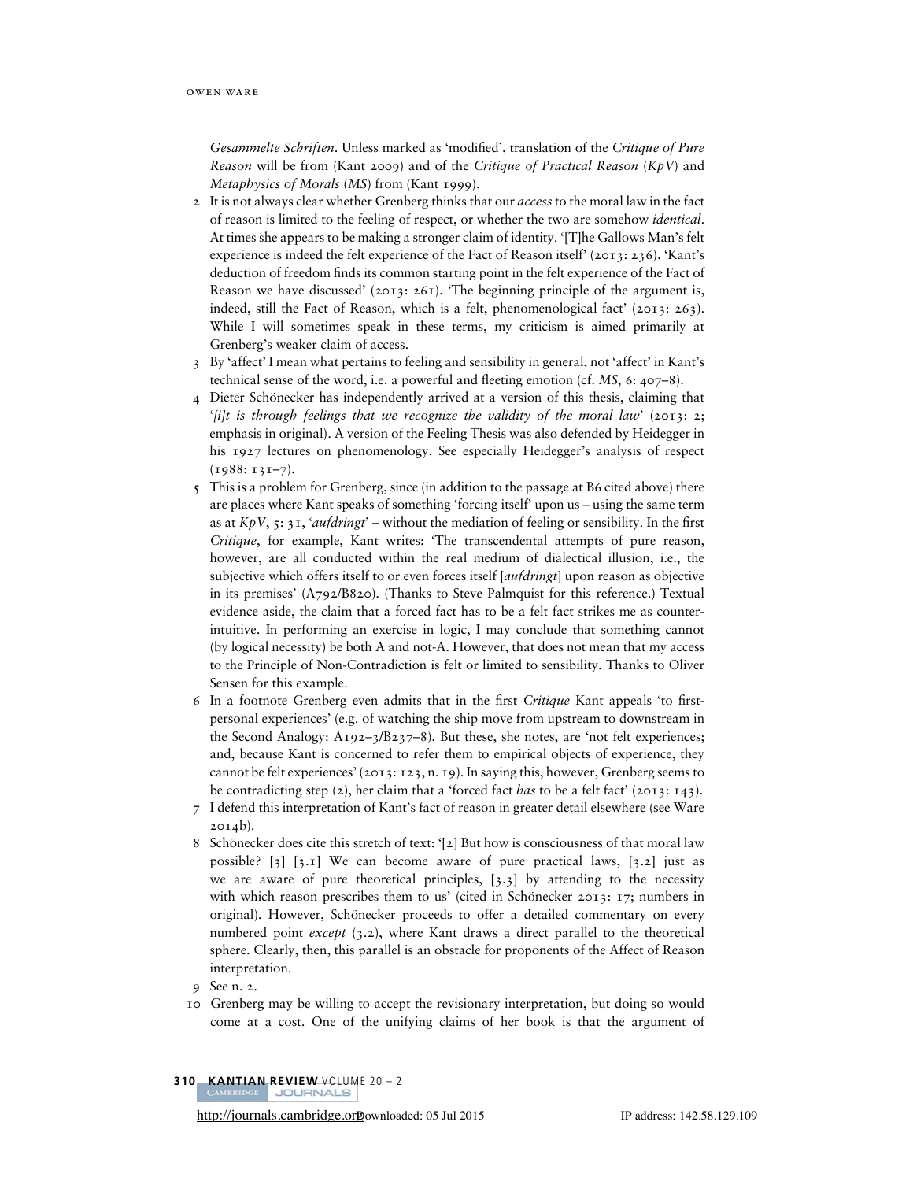*Gesammelte Schriften*. Unless marked as 'modified', translation of the *Critique of Pure Reason* will be from (Kant 2009) and of the *Critique of Practical Reason* (*KpV*) and *Metaphysics of Morals* (*MS*) from (Kant 1999).

2 It is not always clear whether Grenberg thinks that our *access* to the moral law in the fact of reason is limited to the feeling of respect, or whether the two are somehow *identical*. At times she appears to be making a stronger claim of identity. '[T]he Gallows Man's felt experience is indeed the felt experience of the Fact of Reason itself' (2013: 236). 'Kant's deduction of freedom finds its common starting point in the felt experience of the Fact of Reason we have discussed' (2013: 261). 'The beginning principle of the argument is, indeed, still the Fact of Reason, which is a felt, phenomenological fact' (2013: 263). While I will sometimes speak in these terms, my criticism is aimed primarily at Grenberg's weaker claim of access.

3 By 'affect' I mean what pertains to feeling and sensibility in general, not 'affect' in Kant's technical sense of the word, i.e. a powerful and fleeting emotion (cf. *MS*, 6: 407–8).

4 Dieter Schönecker has independently arrived at a version of this thesis, claiming that '*[i]t is through feelings that we recognize the validity of the moral law*' (2013: 2; emphasis in original). A version of the Feeling Thesis was also defended by Heidegger in his 1927 lectures on phenomenology. See especially Heidegger's analysis of respect (1988: 131–7).

5 This is a problem for Grenberg, since (in addition to the passage at B6 cited above) there are places where Kant speaks of something 'forcing itself' upon us – using the same term as at *KpV*, 5: 31, '*aufdringt*' – without the mediation of feeling or sensibility. In the first *Critique*, for example, Kant writes: 'The transcendental attempts of pure reason, however, are all conducted within the real medium of dialectical illusion, i.e., the subjective which offers itself to or even forces itself [*aufdringt*] upon reason as objective in its premises' (A792/B820). (Thanks to Steve Palmquist for this reference.) Textual evidence aside, the claim that a forced fact has to be a felt fact strikes me as counter-intuitive. In performing an exercise in logic, I may conclude that something cannot (by logical necessity) be both A and not-A. However, that does not mean that my access to the Principle of Non-Contradiction is felt or limited to sensibility. Thanks to Oliver Sensen for this example.

6 In a footnote Grenberg even admits that in the first *Critique* Kant appeals 'to first-personal experiences' (e.g. of watching the ship move from upstream to downstream in the Second Analogy: A192–3/B237–8). But these, she notes, are 'not felt experiences; and, because Kant is concerned to refer them to empirical objects of experience, they cannot be felt experiences' (2013: 123, n. 19). In saying this, however, Grenberg seems to be contradicting step (2), her claim that a 'forced fact *has* to be a felt fact' (2013: 143).

7 I defend this interpretation of Kant's fact of reason in greater detail elsewhere (see Ware 2014b).

8 Schönecker does cite this stretch of text: '[2] But how is consciousness of that moral law possible? [3] [3.1] We can become aware of pure practical laws, [3.2] just as we are aware of pure theoretical principles, [3.3] by attending to the necessity with which reason prescribes them to us' (cited in Schönecker 2013: 17; numbers in original). However, Schönecker proceeds to offer a detailed commentary on every numbered point *except* (3.2), where Kant draws a direct parallel to the theoretical sphere. Clearly, then, this parallel is an obstacle for proponents of the Affect of Reason interpretation.

9 See n. 2.

10 Grenberg may be willing to accept the revisionary interpretation, but doing so would come at a cost. One of the unifying claims of her book is that the argument of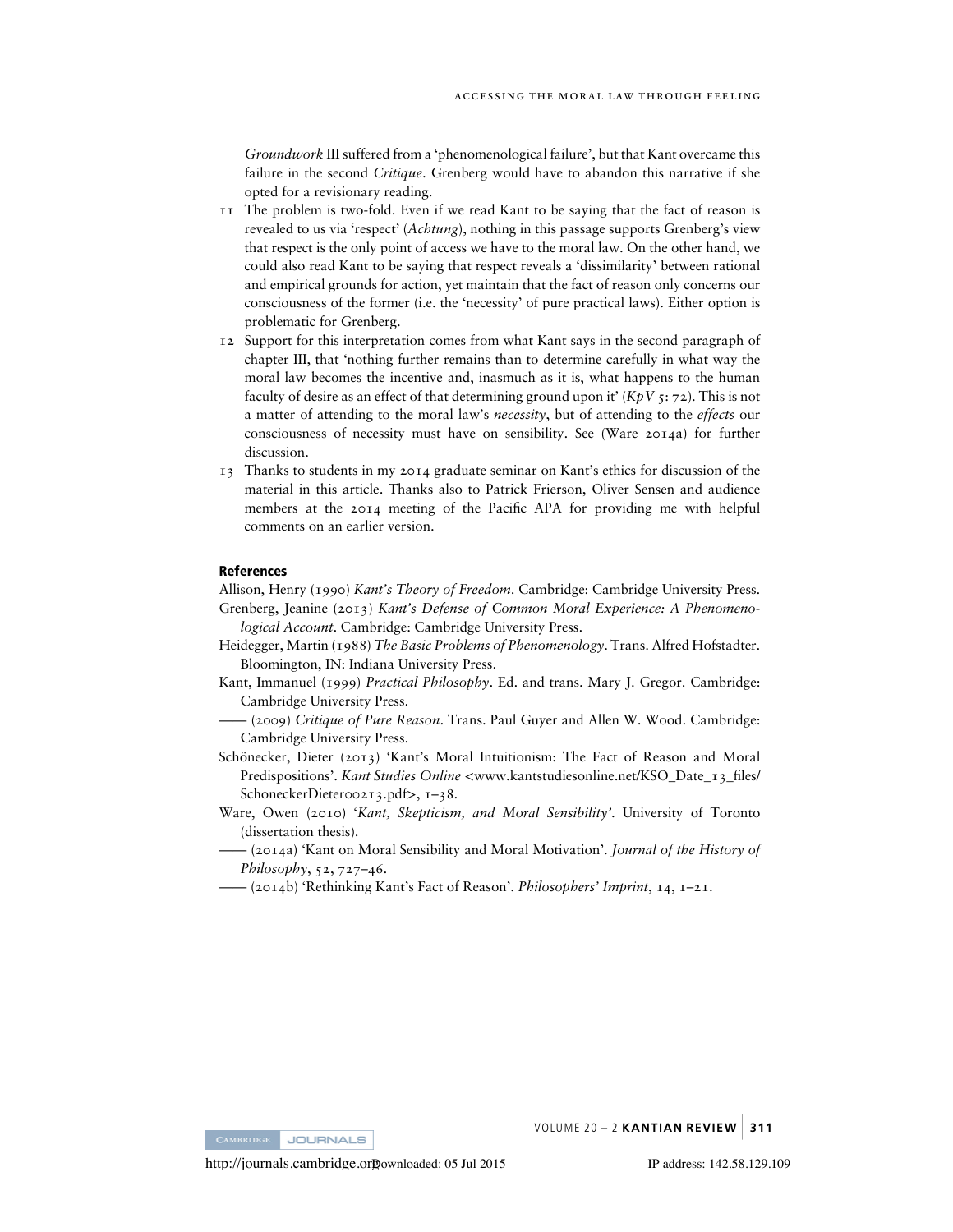*Groundwork* III suffered from a 'phenomenological failure', but that Kant overcame this failure in the second *Critique*. Grenberg would have to abandon this narrative if she opted for a revisionary reading.

11 The problem is two-fold. Even if we read Kant to be saying that the fact of reason is revealed to us via 'respect' (*Achtung*), nothing in this passage supports Grenberg's view that respect is the only point of access we have to the moral law. On the other hand, we could also read Kant to be saying that respect reveals a 'dissimilarity' between rational and empirical grounds for action, yet maintain that the fact of reason only concerns our consciousness of the former (i.e. the 'necessity' of pure practical laws). Either option is problematic for Grenberg.

12 Support for this interpretation comes from what Kant says in the second paragraph of chapter III, that 'nothing further remains than to determine carefully in what way the moral law becomes the incentive and, inasmuch as it is, what happens to the human faculty of desire as an effect of that determining ground upon it' (*KpV* 5: 72). This is not a matter of attending to the moral law's *necessity*, but of attending to the *effects* our consciousness of necessity must have on sensibility. See (Ware 2014a) for further discussion.

13 Thanks to students in my 2014 graduate seminar on Kant's ethics for discussion of the material in this article. Thanks also to Patrick Frierson, Oliver Sensen and audience members at the 2014 meeting of the Pacific APA for providing me with helpful comments on an earlier version.

## References

Allison, Henry (1990) *Kant's Theory of Freedom*. Cambridge: Cambridge University Press.

Grenberg, Jeanine (2013) *Kant's Defense of Common Moral Experience: A Phenomenological Account*. Cambridge: Cambridge University Press.

Heidegger, Martin (1988) *The Basic Problems of Phenomenology*. Trans. Alfred Hofstadter. Bloomington, IN: Indiana University Press.

Kant, Immanuel (1999) *Practical Philosophy*. Ed. and trans. Mary J. Gregor. Cambridge: Cambridge University Press.

—— (2009) *Critique of Pure Reason*. Trans. Paul Guyer and Allen W. Wood. Cambridge: Cambridge University Press.

Schönecker, Dieter (2013) 'Kant's Moral Intuitionism: The Fact of Reason and Moral Predispositions'. *Kant Studies Online* <www.kantstudiesonline.net/KSO_Date_13_files/SchoneckerDieter00213.pdf>, 1–38.

Ware, Owen (2010) '*Kant, Skepticism, and Moral Sensibility*'. University of Toronto (dissertation thesis).

—— (2014a) 'Kant on Moral Sensibility and Moral Motivation'. *Journal of the History of Philosophy*, 52, 727–46.

—— (2014b) 'Rethinking Kant's Fact of Reason'. *Philosophers' Imprint*, 14, 1–21.